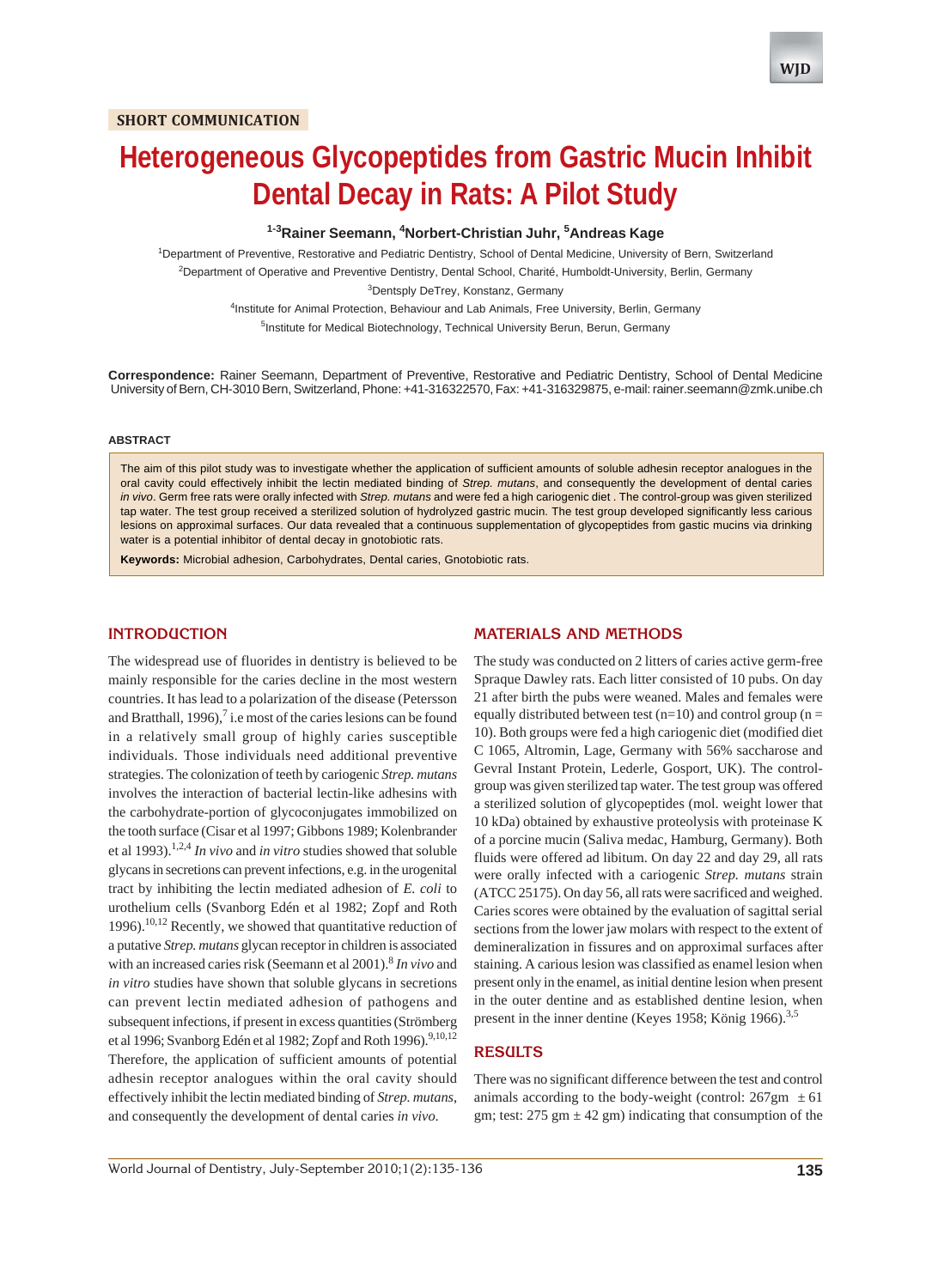SHORT COMMUNICATION

# Heterogeneous Glycopeptides from Gastric Mucin Inhibit Dental Decay in Rats: A Pilot Study

**[1-3]Rainer Seemann, [4]Norbert-Christian Juhr, [5]Andreas Kage**

[1]Department of Preventive, Restorative and Pediatric Dentistry, School of Dental Medicine, University of Bern, Switzerland

[2]Department of Operative and Preventive Dentistry, Dental School, Charité, Humboldt-University, Berlin, Germany

[3]Dentsply DeTrey, Konstanz, Germany

[4]Institute for Animal Protection, Behaviour and Lab Animals, Free University, Berlin, Germany

[5]Institute for Medical Biotechnology, Technical University Berun, Berun, Germany

**Correspondence:** Rainer Seemann, Department of Preventive, Restorative and Pediatric Dentistry, School of Dental Medicine University of Bern, CH-3010 Bern, Switzerland, Phone: +41-316322570, Fax: +41-316329875, e-mail: rainer.seemann@zmk.unibe.ch

## ABSTRACT

The aim of this pilot study was to investigate whether the application of sufficient amounts of soluble adhesin receptor analogues in the oral cavity could effectively inhibit the lectin mediated binding of *Strep. mutans*, and consequently the development of dental caries *in vivo*. Germ free rats were orally infected with *Strep. mutans* and were fed a high cariogenic diet . The control-group was given sterilized tap water. The test group received a sterilized solution of hydrolyzed gastric mucin. The test group developed significantly less carious lesions on approximal surfaces. Our data revealed that a continuous supplementation of glycopeptides from gastic mucins via drinking water is a potential inhibitor of dental decay in gnotobiotic rats.

**Keywords:** Microbial adhesion, Carbohydrates, Dental caries, Gnotobiotic rats.

## INTRODUCTION

The widespread use of fluorides in dentistry is believed to be mainly responsible for the caries decline in the most western countries. It has lead to a polarization of the disease (Petersson and Bratthall, 1996),[7] i.e most of the caries lesions can be found in a relatively small group of highly caries susceptible individuals. Those individuals need additional preventive strategies. The colonization of teeth by cariogenic *Strep. mutans* involves the interaction of bacterial lectin-like adhesins with the carbohydrate-portion of glycoconjugates immobilized on the tooth surface (Cisar et al 1997; Gibbons 1989; Kolenbrander et al 1993).[1,2,4] *In vivo* and *in vitro* studies showed that soluble glycans in secretions can prevent infections, e.g. in the urogenital tract by inhibiting the lectin mediated adhesion of *E. coli* to urothelium cells (Svanborg Edén et al 1982; Zopf and Roth 1996).[10,12] Recently, we showed that quantitative reduction of a putative *Strep. mutans* glycan receptor in children is associated with an increased caries risk (Seemann et al 2001).[8] *In vivo* and *in vitro* studies have shown that soluble glycans in secretions can prevent lectin mediated adhesion of pathogens and subsequent infections, if present in excess quantities (Strömberg et al 1996; Svanborg Edén et al 1982; Zopf and Roth 1996).[9,10,12] Therefore, the application of sufficient amounts of potential adhesin receptor analogues within the oral cavity should effectively inhibit the lectin mediated binding of *Strep. mutans*, and consequently the development of dental caries *in vivo*.

## MATERIALS AND METHODS

The study was conducted on 2 litters of caries active germ-free Spraque Dawley rats. Each litter consisted of 10 pubs. On day 21 after birth the pubs were weaned. Males and females were equally distributed between test (n=10) and control group (n = 10). Both groups were fed a high cariogenic diet (modified diet C 1065, Altromin, Lage, Germany with 56% saccharose and Gevral Instant Protein, Lederle, Gosport, UK). The control-group was given sterilized tap water. The test group was offered a sterilized solution of glycopeptides (mol. weight lower that 10 kDa) obtained by exhaustive proteolysis with proteinase K of a porcine mucin (Saliva medac, Hamburg, Germany). Both fluids were offered ad libitum. On day 22 and day 29, all rats were orally infected with a cariogenic *Strep. mutans* strain (ATCC 25175). On day 56, all rats were sacrificed and weighed. Caries scores were obtained by the evaluation of sagittal serial sections from the lower jaw molars with respect to the extent of demineralization in fissures and on approximal surfaces after staining. A carious lesion was classified as enamel lesion when present only in the enamel, as initial dentine lesion when present in the outer dentine and as established dentine lesion, when present in the inner dentine (Keyes 1958; König 1966).[3,5]

## RESULTS

There was no significant difference between the test and control animals according to the body-weight (control: 267gm ± 61 gm; test: 275 gm ± 42 gm) indicating that consumption of the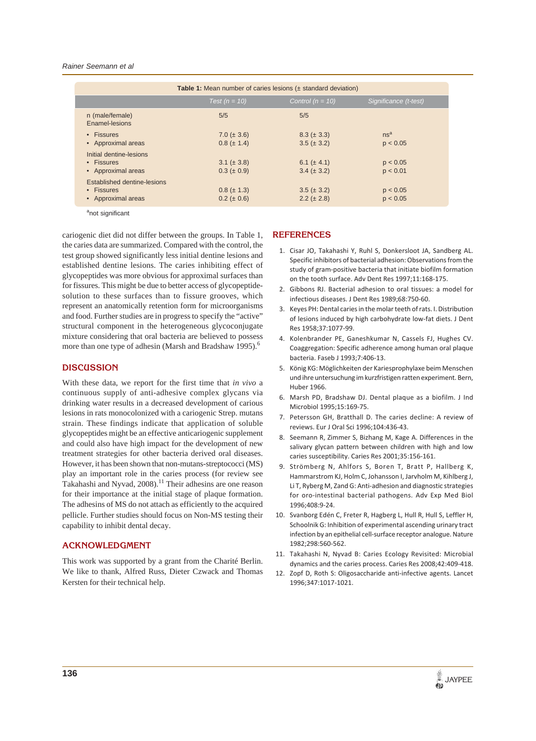**Table 1:** Mean number of caries lesions (± standard deviation)

| | Test (n = 10) | Control (n = 10) | Significance (t-test) |
|---|---|---|---|
| n (male/female) | 5/5 | 5/5 | |
| Enamel-lesions | | | |
| • Fissures | 7.0 (± 3.6) | 8.3 (± 3.3) | ns[a] |
| • Approximal areas | 0.8 (± 1.4) | 3.5 (± 3.2) | $p < 0.05$ |
| Initial dentine-lesions | | | |
| • Fissures | 3.1 (± 3.8) | 6.1 (± 4.1) | $p < 0.05$ |
| • Approximal areas | 0.3 (± 0.9) | 3.4 (± 3.2) | $p < 0.01$ |
| Established dentine-lesions | | | |
| • Fissures | 0.8 (± 1.3) | 3.5 (± 3.2) | $p < 0.05$ |
| • Approximal areas | 0.2 (± 0.6) | 2.2 (± 2.8) | $p < 0.05$ |

[a]not significant

cariogenic diet did not differ between the groups. In Table 1, the caries data are summarized. Compared with the control, the test group showed significantly less initial dentine lesions and established dentine lesions. The caries inhibiting effect of glycopeptides was more obvious for approximal surfaces than for fissures. This might be due to better access of glycopeptide-solution to these surfaces than to fissure grooves, which represent an anatomically retention form for microorganisms and food. Further studies are in progress to specify the "active" structural component in the heterogeneous glycoconjugate mixture considering that oral bacteria are believed to possess more than one type of adhesin (Marsh and Bradshaw 1995).[6]

## DISCUSSION

With these data, we report for the first time that *in vivo* a continuous supply of anti-adhesive complex glycans via drinking water results in a decreased development of carious lesions in rats monocolonized with a cariogenic Strep. mutans strain. These findings indicate that application of soluble glycopeptides might be an effective anticariogenic supplement and could also have high impact for the development of new treatment strategies for other bacteria derived oral diseases. However, it has been shown that non-mutans-streptococci (MS) play an important role in the caries process (for review see Takahashi and Nyvad, 2008).[11] Their adhesins are one reason for their importance at the initial stage of plaque formation. The adhesins of MS do not attach as efficiently to the acquired pellicle. Further studies should focus on Non-MS testing their capability to inhibit dental decay.

## ACKNOWLEDGMENT

This work was supported by a grant from the Charité Berlin. We like to thank, Alfred Russ, Dieter Czwack and Thomas Kersten for their technical help.

## REFERENCES

1. Cisar JO, Takahashi Y, Ruhl S, Donkersloot JA, Sandberg AL. Specific inhibitors of bacterial adhesion: Observations from the study of gram-positive bacteria that initiate biofilm formation on the tooth surface. Adv Dent Res 1997;11:168-175.
2. Gibbons RJ. Bacterial adhesion to oral tissues: a model for infectious diseases. J Dent Res 1989;68:750-60.
3. Keyes PH: Dental caries in the molar teeth of rats. I. Distribution of lesions induced by high carbohydrate low-fat diets. J Dent Res 1958;37:1077-99.
4. Kolenbrander PE, Ganeshkumar N, Cassels FJ, Hughes CV. Coaggregation: Specific adherence among human oral plaque bacteria. Faseb J 1993;7:406-13.
5. König KG: Möglichkeiten der Kariesprophylaxe beim Menschen und ihre untersuchung im kurzfristigen ratten experiment. Bern, Huber 1966.
6. Marsh PD, Bradshaw DJ. Dental plaque as a biofilm. J Ind Microbiol 1995;15:169-75.
7. Petersson GH, Bratthall D. The caries decline: A review of reviews. Eur J Oral Sci 1996;104:436-43.
8. Seemann R, Zimmer S, Bizhang M, Kage A. Differences in the salivary glycan pattern between children with high and low caries susceptibility. Caries Res 2001;35:156-161.
9. Strömberg N, Ahlfors S, Boren T, Bratt P, Hallberg K, Hammarstrom KJ, Holm C, Johansson I, Jarvholm M, Kihlberg J, Li T, Ryberg M, Zand G: Anti-adhesion and diagnostic strategies for oro-intestinal bacterial pathogens. Adv Exp Med Biol 1996;408:9-24.
10. Svanborg Edén C, Freter R, Hagberg L, Hull R, Hull S, Leffler H, Schoolnik G: Inhibition of experimental ascending urinary tract infection by an epithelial cell-surface receptor analogue. Nature 1982;298:560-562.
11. Takahashi N, Nyvad B: Caries Ecology Revisited: Microbial dynamics and the caries process. Caries Res 2008;42:409-418.
12. Zopf D, Roth S: Oligosaccharide anti-infective agents. Lancet 1996;347:1017-1021.